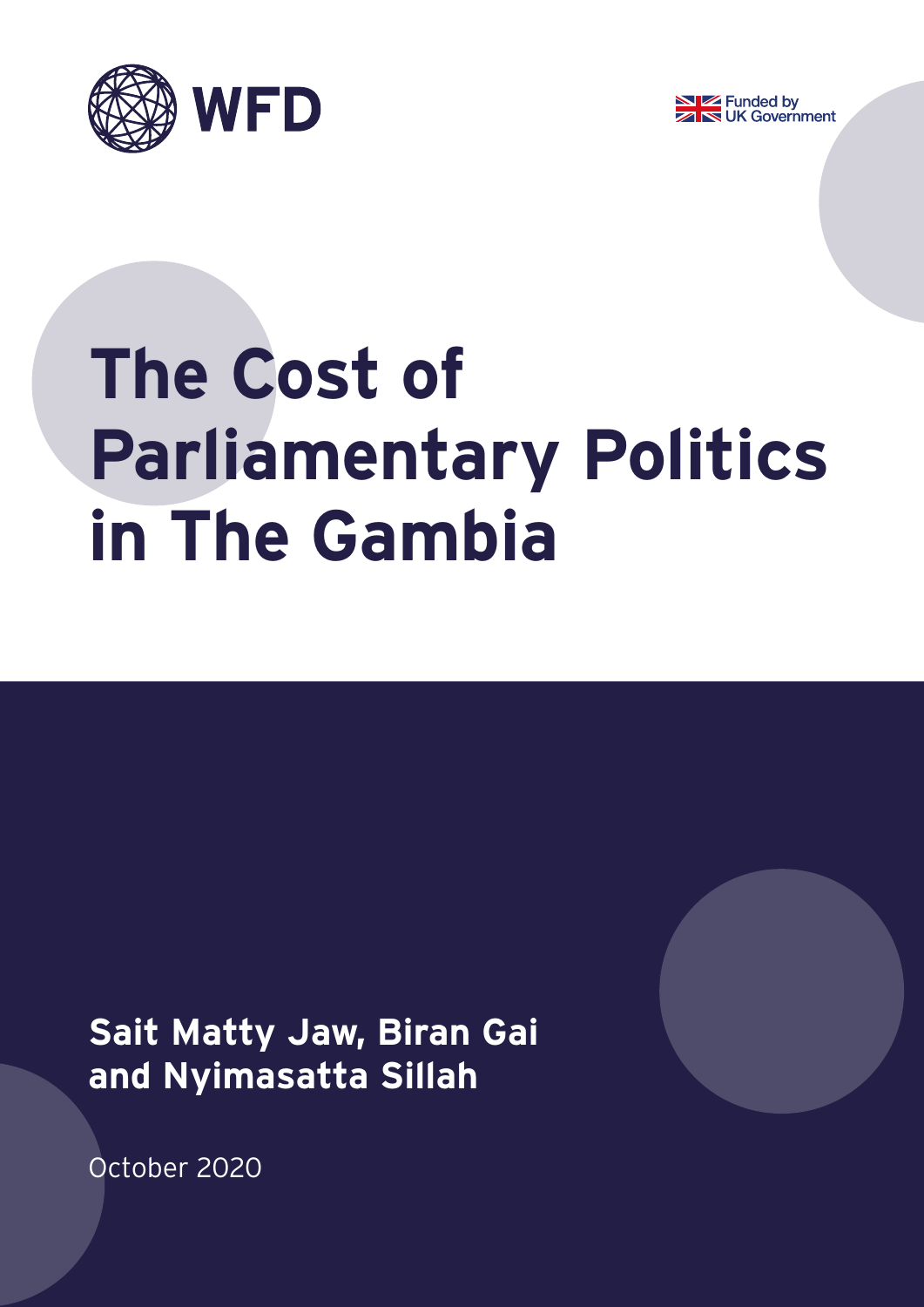WFD

Funded by UK Government

# The Cost of Parliamentary Politics in The Gambia

**Sait Matty Jaw, Biran Gai and Nyimasatta Sillah**

October 2020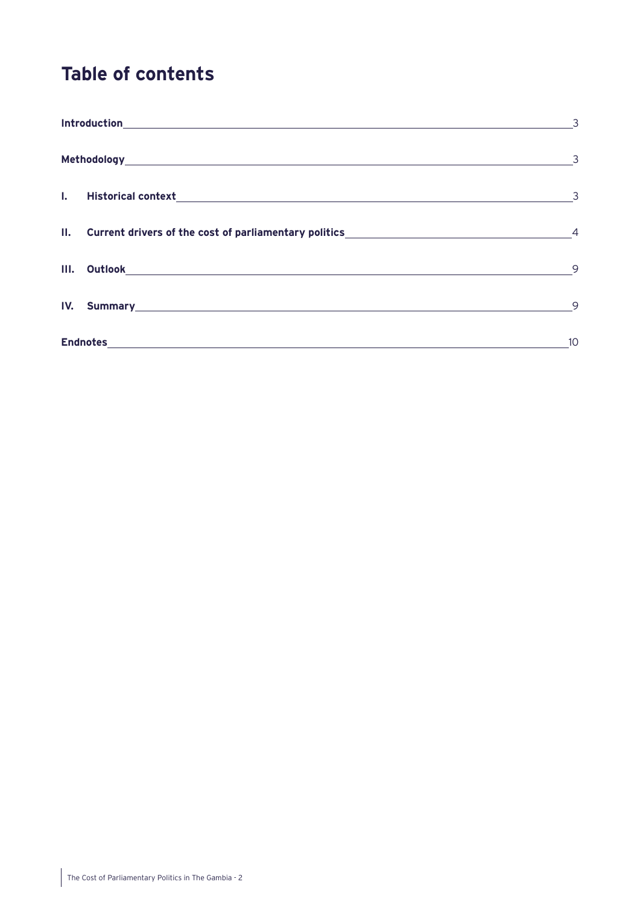# Table of contents

| | |
|---|---|
| **Introduction** | 3 |
| **Methodology** | 3 |
| **I. Historical context** | 3 |
| **II. Current drivers of the cost of parliamentary politics** | 4 |
| **III. Outlook** | 9 |
| **IV. Summary** | 9 |
| **Endnotes** | 10 |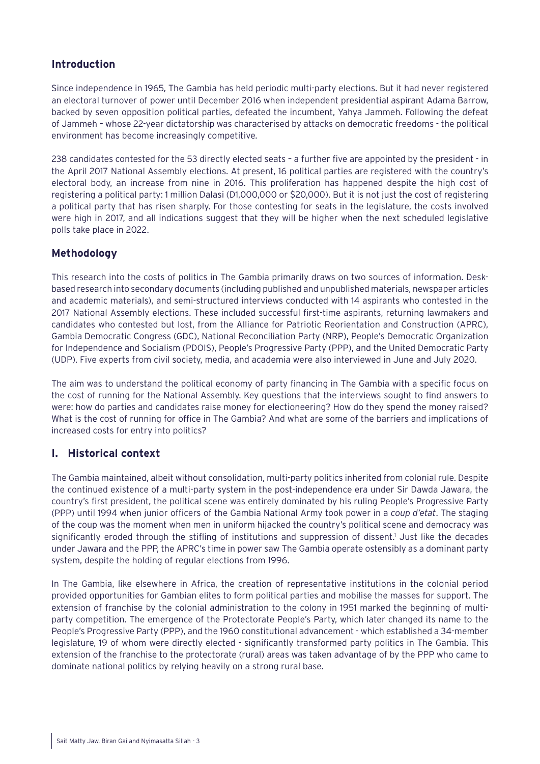## Introduction

Since independence in 1965, The Gambia has held periodic multi-party elections. But it had never registered an electoral turnover of power until December 2016 when independent presidential aspirant Adama Barrow, backed by seven opposition political parties, defeated the incumbent, Yahya Jammeh. Following the defeat of Jammeh – whose 22-year dictatorship was characterised by attacks on democratic freedoms - the political environment has become increasingly competitive.

238 candidates contested for the 53 directly elected seats – a further five are appointed by the president - in the April 2017 National Assembly elections. At present, 16 political parties are registered with the country's electoral body, an increase from nine in 2016. This proliferation has happened despite the high cost of registering a political party: 1 million Dalasi (D1,000,000 or $20,000). But it is not just the cost of registering a political party that has risen sharply. For those contesting for seats in the legislature, the costs involved were high in 2017, and all indications suggest that they will be higher when the next scheduled legislative polls take place in 2022.

## Methodology

This research into the costs of politics in The Gambia primarily draws on two sources of information. Desk-based research into secondary documents (including published and unpublished materials, newspaper articles and academic materials), and semi-structured interviews conducted with 14 aspirants who contested in the 2017 National Assembly elections. These included successful first-time aspirants, returning lawmakers and candidates who contested but lost, from the Alliance for Patriotic Reorientation and Construction (APRC), Gambia Democratic Congress (GDC), National Reconciliation Party (NRP), People's Democratic Organization for Independence and Socialism (PDOIS), People's Progressive Party (PPP), and the United Democratic Party (UDP). Five experts from civil society, media, and academia were also interviewed in June and July 2020.

The aim was to understand the political economy of party financing in The Gambia with a specific focus on the cost of running for the National Assembly. Key questions that the interviews sought to find answers to were: how do parties and candidates raise money for electioneering? How do they spend the money raised? What is the cost of running for office in The Gambia? And what are some of the barriers and implications of increased costs for entry into politics?

## I. Historical context

The Gambia maintained, albeit without consolidation, multi-party politics inherited from colonial rule. Despite the continued existence of a multi-party system in the post-independence era under Sir Dawda Jawara, the country's first president, the political scene was entirely dominated by his ruling People's Progressive Party (PPP) until 1994 when junior officers of the Gambia National Army took power in a *coup d'etat*. The staging of the coup was the moment when men in uniform hijacked the country's political scene and democracy was significantly eroded through the stifling of institutions and suppression of dissent.[1] Just like the decades under Jawara and the PPP, the APRC's time in power saw The Gambia operate ostensibly as a dominant party system, despite the holding of regular elections from 1996.

In The Gambia, like elsewhere in Africa, the creation of representative institutions in the colonial period provided opportunities for Gambian elites to form political parties and mobilise the masses for support. The extension of franchise by the colonial administration to the colony in 1951 marked the beginning of multi-party competition. The emergence of the Protectorate People's Party, which later changed its name to the People's Progressive Party (PPP), and the 1960 constitutional advancement - which established a 34-member legislature, 19 of whom were directly elected - significantly transformed party politics in The Gambia. This extension of the franchise to the protectorate (rural) areas was taken advantage of by the PPP who came to dominate national politics by relying heavily on a strong rural base.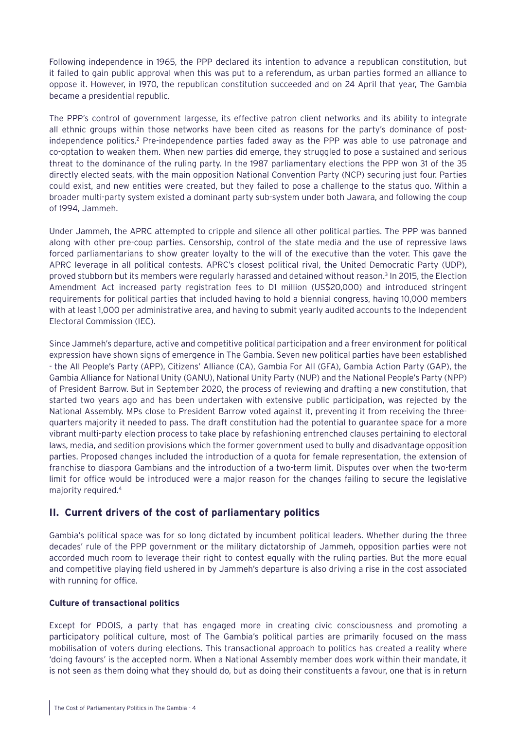Following independence in 1965, the PPP declared its intention to advance a republican constitution, but it failed to gain public approval when this was put to a referendum, as urban parties formed an alliance to oppose it. However, in 1970, the republican constitution succeeded and on 24 April that year, The Gambia became a presidential republic.

The PPP's control of government largesse, its effective patron client networks and its ability to integrate all ethnic groups within those networks have been cited as reasons for the party's dominance of post-independence politics.[2] Pre-independence parties faded away as the PPP was able to use patronage and co-optation to weaken them. When new parties did emerge, they struggled to pose a sustained and serious threat to the dominance of the ruling party. In the 1987 parliamentary elections the PPP won 31 of the 35 directly elected seats, with the main opposition National Convention Party (NCP) securing just four. Parties could exist, and new entities were created, but they failed to pose a challenge to the status quo. Within a broader multi-party system existed a dominant party sub-system under both Jawara, and following the coup of 1994, Jammeh.

Under Jammeh, the APRC attempted to cripple and silence all other political parties. The PPP was banned along with other pre-coup parties. Censorship, control of the state media and the use of repressive laws forced parliamentarians to show greater loyalty to the will of the executive than the voter. This gave the APRC leverage in all political contests. APRC's closest political rival, the United Democratic Party (UDP), proved stubborn but its members were regularly harassed and detained without reason.[3] In 2015, the Election Amendment Act increased party registration fees to D1 million (US$20,000) and introduced stringent requirements for political parties that included having to hold a biennial congress, having 10,000 members with at least 1,000 per administrative area, and having to submit yearly audited accounts to the Independent Electoral Commission (IEC).

Since Jammeh's departure, active and competitive political participation and a freer environment for political expression have shown signs of emergence in The Gambia. Seven new political parties have been established - the All People's Party (APP), Citizens' Alliance (CA), Gambia For All (GFA), Gambia Action Party (GAP), the Gambia Alliance for National Unity (GANU), National Unity Party (NUP) and the National People's Party (NPP) of President Barrow. But in September 2020, the process of reviewing and drafting a new constitution, that started two years ago and has been undertaken with extensive public participation, was rejected by the National Assembly. MPs close to President Barrow voted against it, preventing it from receiving the three-quarters majority it needed to pass. The draft constitution had the potential to guarantee space for a more vibrant multi-party election process to take place by refashioning entrenched clauses pertaining to electoral laws, media, and sedition provisions which the former government used to bully and disadvantage opposition parties. Proposed changes included the introduction of a quota for female representation, the extension of franchise to diaspora Gambians and the introduction of a two-term limit. Disputes over when the two-term limit for office would be introduced were a major reason for the changes failing to secure the legislative majority required.[4]

## II. Current drivers of the cost of parliamentary politics

Gambia's political space was for so long dictated by incumbent political leaders. Whether during the three decades' rule of the PPP government or the military dictatorship of Jammeh, opposition parties were not accorded much room to leverage their right to contest equally with the ruling parties. But the more equal and competitive playing field ushered in by Jammeh's departure is also driving a rise in the cost associated with running for office.

### Culture of transactional politics

Except for PDOIS, a party that has engaged more in creating civic consciousness and promoting a participatory political culture, most of The Gambia's political parties are primarily focused on the mass mobilisation of voters during elections. This transactional approach to politics has created a reality where 'doing favours' is the accepted norm. When a National Assembly member does work within their mandate, it is not seen as them doing what they should do, but as doing their constituents a favour, one that is in return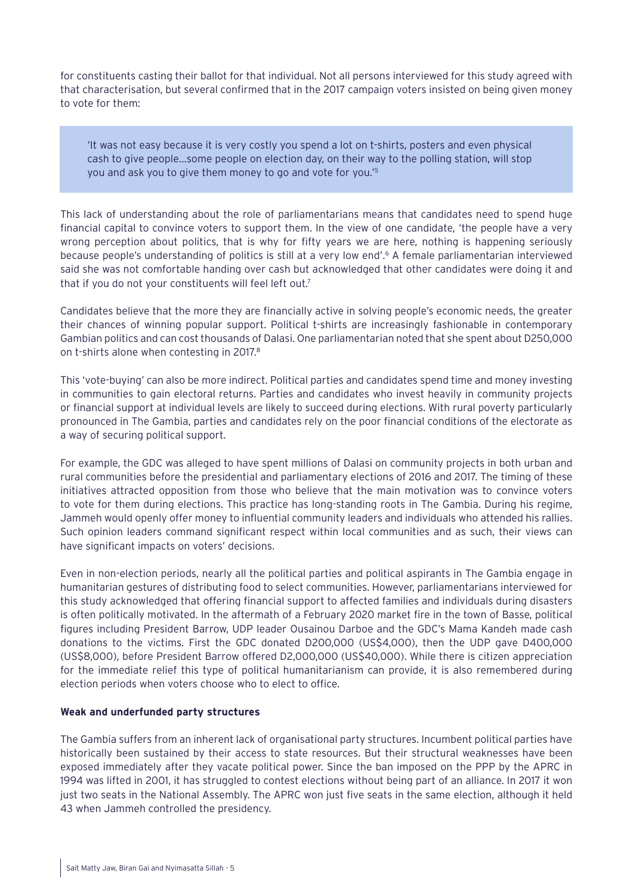for constituents casting their ballot for that individual. Not all persons interviewed for this study agreed with that characterisation, but several confirmed that in the 2017 campaign voters insisted on being given money to vote for them:

> 'It was not easy because it is very costly you spend a lot on t-shirts, posters and even physical cash to give people…some people on election day, on their way to the polling station, will stop you and ask you to give them money to go and vote for you.'[5]

This lack of understanding about the role of parliamentarians means that candidates need to spend huge financial capital to convince voters to support them. In the view of one candidate, 'the people have a very wrong perception about politics, that is why for fifty years we are here, nothing is happening seriously because people's understanding of politics is still at a very low end'.[6] A female parliamentarian interviewed said she was not comfortable handing over cash but acknowledged that other candidates were doing it and that if you do not your constituents will feel left out.[7]

Candidates believe that the more they are financially active in solving people's economic needs, the greater their chances of winning popular support. Political t-shirts are increasingly fashionable in contemporary Gambian politics and can cost thousands of Dalasi. One parliamentarian noted that she spent about D250,000 on t-shirts alone when contesting in 2017.[8]

This 'vote-buying' can also be more indirect. Political parties and candidates spend time and money investing in communities to gain electoral returns. Parties and candidates who invest heavily in community projects or financial support at individual levels are likely to succeed during elections. With rural poverty particularly pronounced in The Gambia, parties and candidates rely on the poor financial conditions of the electorate as a way of securing political support.

For example, the GDC was alleged to have spent millions of Dalasi on community projects in both urban and rural communities before the presidential and parliamentary elections of 2016 and 2017. The timing of these initiatives attracted opposition from those who believe that the main motivation was to convince voters to vote for them during elections. This practice has long-standing roots in The Gambia. During his regime, Jammeh would openly offer money to influential community leaders and individuals who attended his rallies. Such opinion leaders command significant respect within local communities and as such, their views can have significant impacts on voters' decisions.

Even in non-election periods, nearly all the political parties and political aspirants in The Gambia engage in humanitarian gestures of distributing food to select communities. However, parliamentarians interviewed for this study acknowledged that offering financial support to affected families and individuals during disasters is often politically motivated. In the aftermath of a February 2020 market fire in the town of Basse, political figures including President Barrow, UDP leader Ousainou Darboe and the GDC's Mama Kandeh made cash donations to the victims. First the GDC donated D200,000 (US$4,000), then the UDP gave D400,000 (US$8,000), before President Barrow offered D2,000,000 (US$40,000). While there is citizen appreciation for the immediate relief this type of political humanitarianism can provide, it is also remembered during election periods when voters choose who to elect to office.

**Weak and underfunded party structures**

The Gambia suffers from an inherent lack of organisational party structures. Incumbent political parties have historically been sustained by their access to state resources. But their structural weaknesses have been exposed immediately after they vacate political power. Since the ban imposed on the PPP by the APRC in 1994 was lifted in 2001, it has struggled to contest elections without being part of an alliance. In 2017 it won just two seats in the National Assembly. The APRC won just five seats in the same election, although it held 43 when Jammeh controlled the presidency.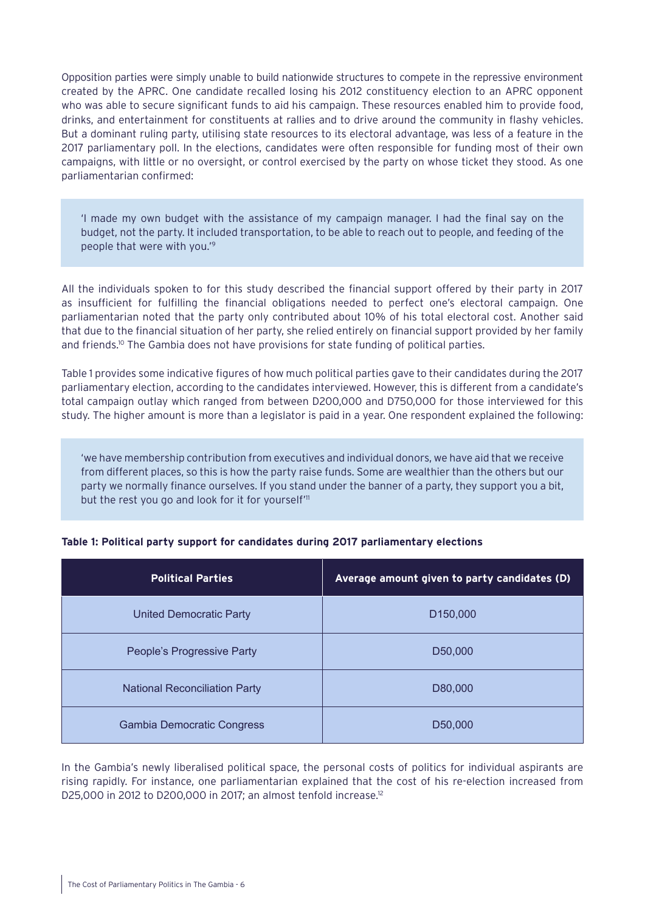Opposition parties were simply unable to build nationwide structures to compete in the repressive environment created by the APRC. One candidate recalled losing his 2012 constituency election to an APRC opponent who was able to secure significant funds to aid his campaign. These resources enabled him to provide food, drinks, and entertainment for constituents at rallies and to drive around the community in flashy vehicles. But a dominant ruling party, utilising state resources to its electoral advantage, was less of a feature in the 2017 parliamentary poll. In the elections, candidates were often responsible for funding most of their own campaigns, with little or no oversight, or control exercised by the party on whose ticket they stood. As one parliamentarian confirmed:

> 'I made my own budget with the assistance of my campaign manager. I had the final say on the budget, not the party. It included transportation, to be able to reach out to people, and feeding of the people that were with you.'[9]

All the individuals spoken to for this study described the financial support offered by their party in 2017 as insufficient for fulfilling the financial obligations needed to perfect one's electoral campaign. One parliamentarian noted that the party only contributed about 10% of his total electoral cost. Another said that due to the financial situation of her party, she relied entirely on financial support provided by her family and friends.[10] The Gambia does not have provisions for state funding of political parties.

Table 1 provides some indicative figures of how much political parties gave to their candidates during the 2017 parliamentary election, according to the candidates interviewed. However, this is different from a candidate's total campaign outlay which ranged from between D200,000 and D750,000 for those interviewed for this study. The higher amount is more than a legislator is paid in a year. One respondent explained the following:

> 'we have membership contribution from executives and individual donors, we have aid that we receive from different places, so this is how the party raise funds. Some are wealthier than the others but our party we normally finance ourselves. If you stand under the banner of a party, they support you a bit, but the rest you go and look for it for yourself'[11]

**Table 1: Political party support for candidates during 2017 parliamentary elections**

| Political Parties | Average amount given to party candidates (D) |
|---|---|
| United Democratic Party | D150,000 |
| People's Progressive Party | D50,000 |
| National Reconciliation Party | D80,000 |
| Gambia Democratic Congress | D50,000 |

In the Gambia's newly liberalised political space, the personal costs of politics for individual aspirants are rising rapidly. For instance, one parliamentarian explained that the cost of his re-election increased from D25,000 in 2012 to D200,000 in 2017; an almost tenfold increase.[12]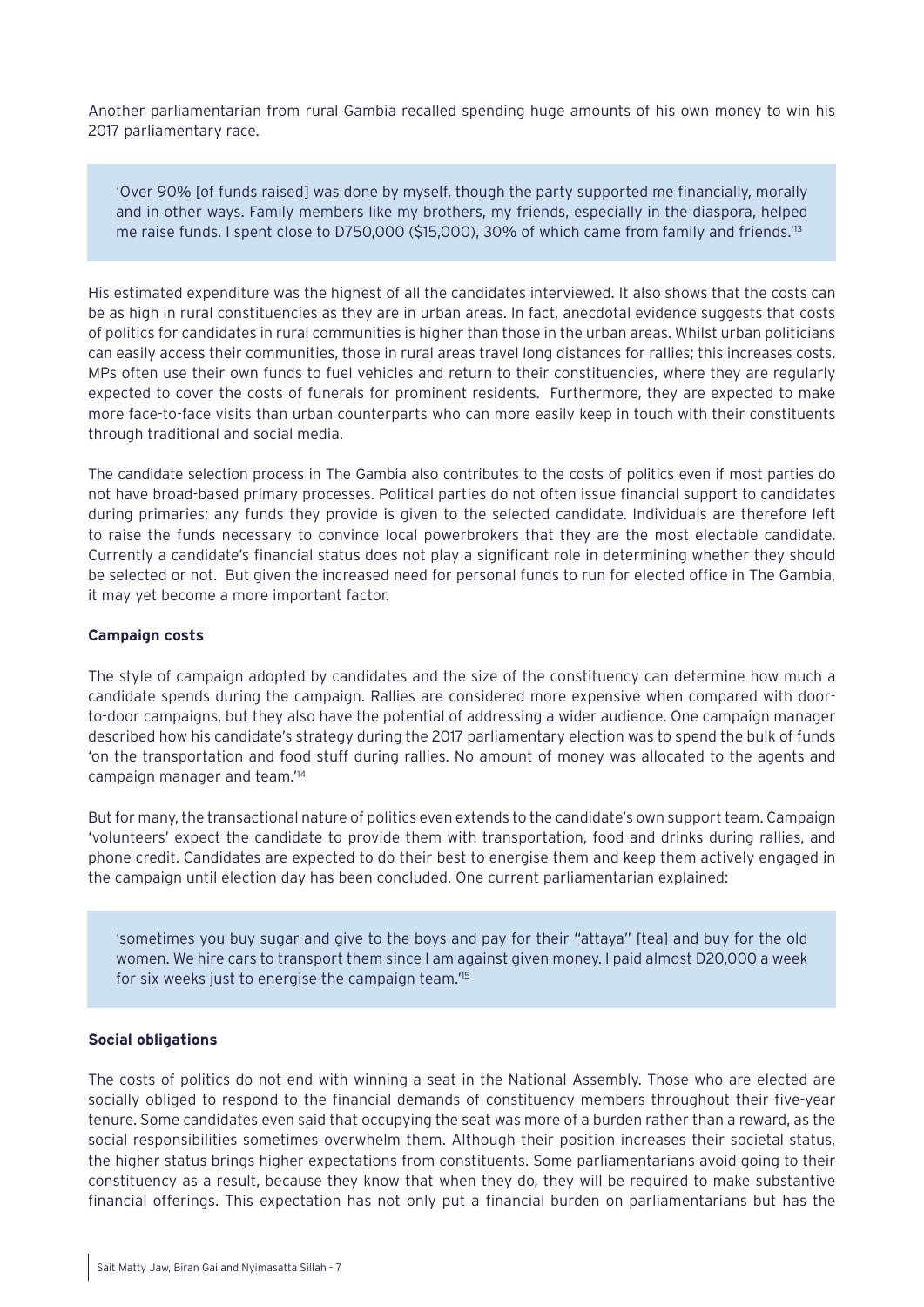Another parliamentarian from rural Gambia recalled spending huge amounts of his own money to win his 2017 parliamentary race.

> 'Over 90% [of funds raised] was done by myself, though the party supported me financially, morally and in other ways. Family members like my brothers, my friends, especially in the diaspora, helped me raise funds. I spent close to D750,000 ($15,000), 30% of which came from family and friends.'[13]

His estimated expenditure was the highest of all the candidates interviewed. It also shows that the costs can be as high in rural constituencies as they are in urban areas. In fact, anecdotal evidence suggests that costs of politics for candidates in rural communities is higher than those in the urban areas. Whilst urban politicians can easily access their communities, those in rural areas travel long distances for rallies; this increases costs. MPs often use their own funds to fuel vehicles and return to their constituencies, where they are regularly expected to cover the costs of funerals for prominent residents. Furthermore, they are expected to make more face-to-face visits than urban counterparts who can more easily keep in touch with their constituents through traditional and social media.

The candidate selection process in The Gambia also contributes to the costs of politics even if most parties do not have broad-based primary processes. Political parties do not often issue financial support to candidates during primaries; any funds they provide is given to the selected candidate. Individuals are therefore left to raise the funds necessary to convince local powerbrokers that they are the most electable candidate. Currently a candidate's financial status does not play a significant role in determining whether they should be selected or not. But given the increased need for personal funds to run for elected office in The Gambia, it may yet become a more important factor.

**Campaign costs**

The style of campaign adopted by candidates and the size of the constituency can determine how much a candidate spends during the campaign. Rallies are considered more expensive when compared with door-to-door campaigns, but they also have the potential of addressing a wider audience. One campaign manager described how his candidate's strategy during the 2017 parliamentary election was to spend the bulk of funds 'on the transportation and food stuff during rallies. No amount of money was allocated to the agents and campaign manager and team.'[14]

But for many, the transactional nature of politics even extends to the candidate's own support team. Campaign 'volunteers' expect the candidate to provide them with transportation, food and drinks during rallies, and phone credit. Candidates are expected to do their best to energise them and keep them actively engaged in the campaign until election day has been concluded. One current parliamentarian explained:

> 'sometimes you buy sugar and give to the boys and pay for their "attaya" [tea] and buy for the old women. We hire cars to transport them since I am against given money. I paid almost D20,000 a week for six weeks just to energise the campaign team.'[15]

**Social obligations**

The costs of politics do not end with winning a seat in the National Assembly. Those who are elected are socially obliged to respond to the financial demands of constituency members throughout their five-year tenure. Some candidates even said that occupying the seat was more of a burden rather than a reward, as the social responsibilities sometimes overwhelm them. Although their position increases their societal status, the higher status brings higher expectations from constituents. Some parliamentarians avoid going to their constituency as a result, because they know that when they do, they will be required to make substantive financial offerings. This expectation has not only put a financial burden on parliamentarians but has the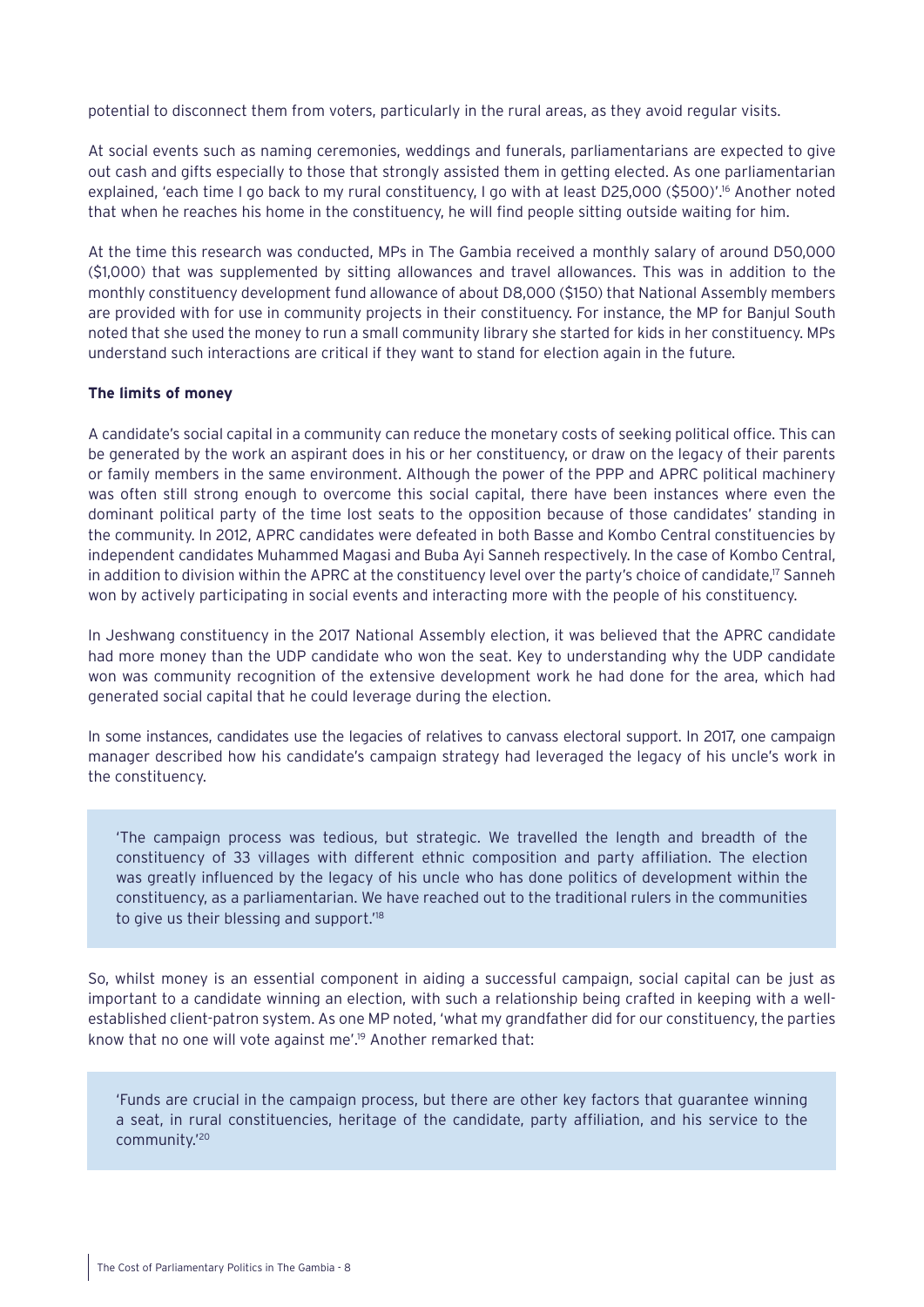potential to disconnect them from voters, particularly in the rural areas, as they avoid regular visits.

At social events such as naming ceremonies, weddings and funerals, parliamentarians are expected to give out cash and gifts especially to those that strongly assisted them in getting elected. As one parliamentarian explained, 'each time I go back to my rural constituency, I go with at least D25,000 ($500)'.[16] Another noted that when he reaches his home in the constituency, he will find people sitting outside waiting for him.

At the time this research was conducted, MPs in The Gambia received a monthly salary of around D50,000 ($1,000) that was supplemented by sitting allowances and travel allowances. This was in addition to the monthly constituency development fund allowance of about D8,000 ($150) that National Assembly members are provided with for use in community projects in their constituency. For instance, the MP for Banjul South noted that she used the money to run a small community library she started for kids in her constituency. MPs understand such interactions are critical if they want to stand for election again in the future.

**The limits of money**

A candidate's social capital in a community can reduce the monetary costs of seeking political office. This can be generated by the work an aspirant does in his or her constituency, or draw on the legacy of their parents or family members in the same environment. Although the power of the PPP and APRC political machinery was often still strong enough to overcome this social capital, there have been instances where even the dominant political party of the time lost seats to the opposition because of those candidates' standing in the community. In 2012, APRC candidates were defeated in both Basse and Kombo Central constituencies by independent candidates Muhammed Magasi and Buba Ayi Sanneh respectively. In the case of Kombo Central, in addition to division within the APRC at the constituency level over the party's choice of candidate,[17] Sanneh won by actively participating in social events and interacting more with the people of his constituency.

In Jeshwang constituency in the 2017 National Assembly election, it was believed that the APRC candidate had more money than the UDP candidate who won the seat. Key to understanding why the UDP candidate won was community recognition of the extensive development work he had done for the area, which had generated social capital that he could leverage during the election.

In some instances, candidates use the legacies of relatives to canvass electoral support. In 2017, one campaign manager described how his candidate's campaign strategy had leveraged the legacy of his uncle's work in the constituency.

> 'The campaign process was tedious, but strategic. We travelled the length and breadth of the constituency of 33 villages with different ethnic composition and party affiliation. The election was greatly influenced by the legacy of his uncle who has done politics of development within the constituency, as a parliamentarian. We have reached out to the traditional rulers in the communities to give us their blessing and support.'[18]

So, whilst money is an essential component in aiding a successful campaign, social capital can be just as important to a candidate winning an election, with such a relationship being crafted in keeping with a well-established client-patron system. As one MP noted, 'what my grandfather did for our constituency, the parties know that no one will vote against me'.[19] Another remarked that:

> 'Funds are crucial in the campaign process, but there are other key factors that guarantee winning a seat, in rural constituencies, heritage of the candidate, party affiliation, and his service to the community.'[20]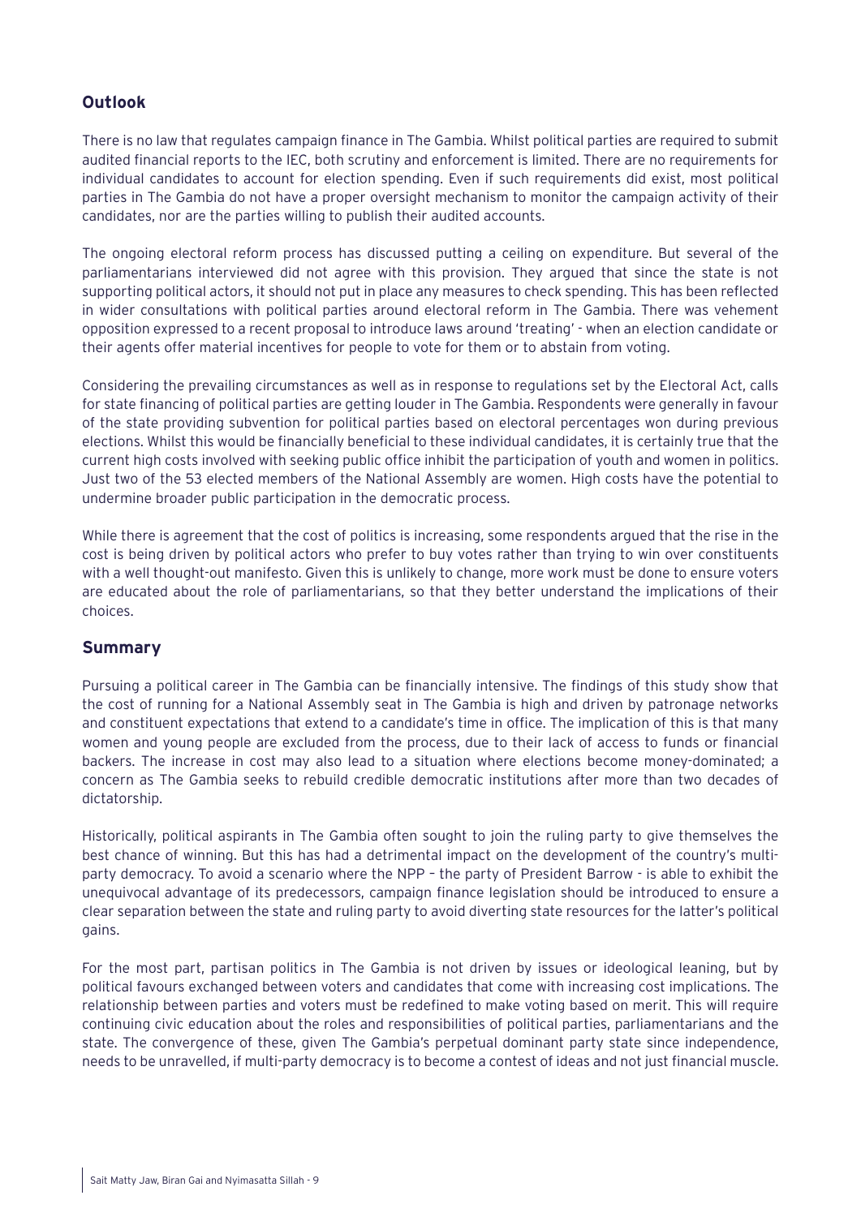## Outlook

There is no law that regulates campaign finance in The Gambia. Whilst political parties are required to submit audited financial reports to the IEC, both scrutiny and enforcement is limited. There are no requirements for individual candidates to account for election spending. Even if such requirements did exist, most political parties in The Gambia do not have a proper oversight mechanism to monitor the campaign activity of their candidates, nor are the parties willing to publish their audited accounts.

The ongoing electoral reform process has discussed putting a ceiling on expenditure. But several of the parliamentarians interviewed did not agree with this provision. They argued that since the state is not supporting political actors, it should not put in place any measures to check spending. This has been reflected in wider consultations with political parties around electoral reform in The Gambia. There was vehement opposition expressed to a recent proposal to introduce laws around 'treating' - when an election candidate or their agents offer material incentives for people to vote for them or to abstain from voting.

Considering the prevailing circumstances as well as in response to regulations set by the Electoral Act, calls for state financing of political parties are getting louder in The Gambia. Respondents were generally in favour of the state providing subvention for political parties based on electoral percentages won during previous elections. Whilst this would be financially beneficial to these individual candidates, it is certainly true that the current high costs involved with seeking public office inhibit the participation of youth and women in politics. Just two of the 53 elected members of the National Assembly are women. High costs have the potential to undermine broader public participation in the democratic process.

While there is agreement that the cost of politics is increasing, some respondents argued that the rise in the cost is being driven by political actors who prefer to buy votes rather than trying to win over constituents with a well thought-out manifesto. Given this is unlikely to change, more work must be done to ensure voters are educated about the role of parliamentarians, so that they better understand the implications of their choices.

## Summary

Pursuing a political career in The Gambia can be financially intensive. The findings of this study show that the cost of running for a National Assembly seat in The Gambia is high and driven by patronage networks and constituent expectations that extend to a candidate's time in office. The implication of this is that many women and young people are excluded from the process, due to their lack of access to funds or financial backers. The increase in cost may also lead to a situation where elections become money-dominated; a concern as The Gambia seeks to rebuild credible democratic institutions after more than two decades of dictatorship.

Historically, political aspirants in The Gambia often sought to join the ruling party to give themselves the best chance of winning. But this has had a detrimental impact on the development of the country's multi-party democracy. To avoid a scenario where the NPP – the party of President Barrow - is able to exhibit the unequivocal advantage of its predecessors, campaign finance legislation should be introduced to ensure a clear separation between the state and ruling party to avoid diverting state resources for the latter's political gains.

For the most part, partisan politics in The Gambia is not driven by issues or ideological leaning, but by political favours exchanged between voters and candidates that come with increasing cost implications. The relationship between parties and voters must be redefined to make voting based on merit. This will require continuing civic education about the roles and responsibilities of political parties, parliamentarians and the state. The convergence of these, given The Gambia's perpetual dominant party state since independence, needs to be unravelled, if multi-party democracy is to become a contest of ideas and not just financial muscle.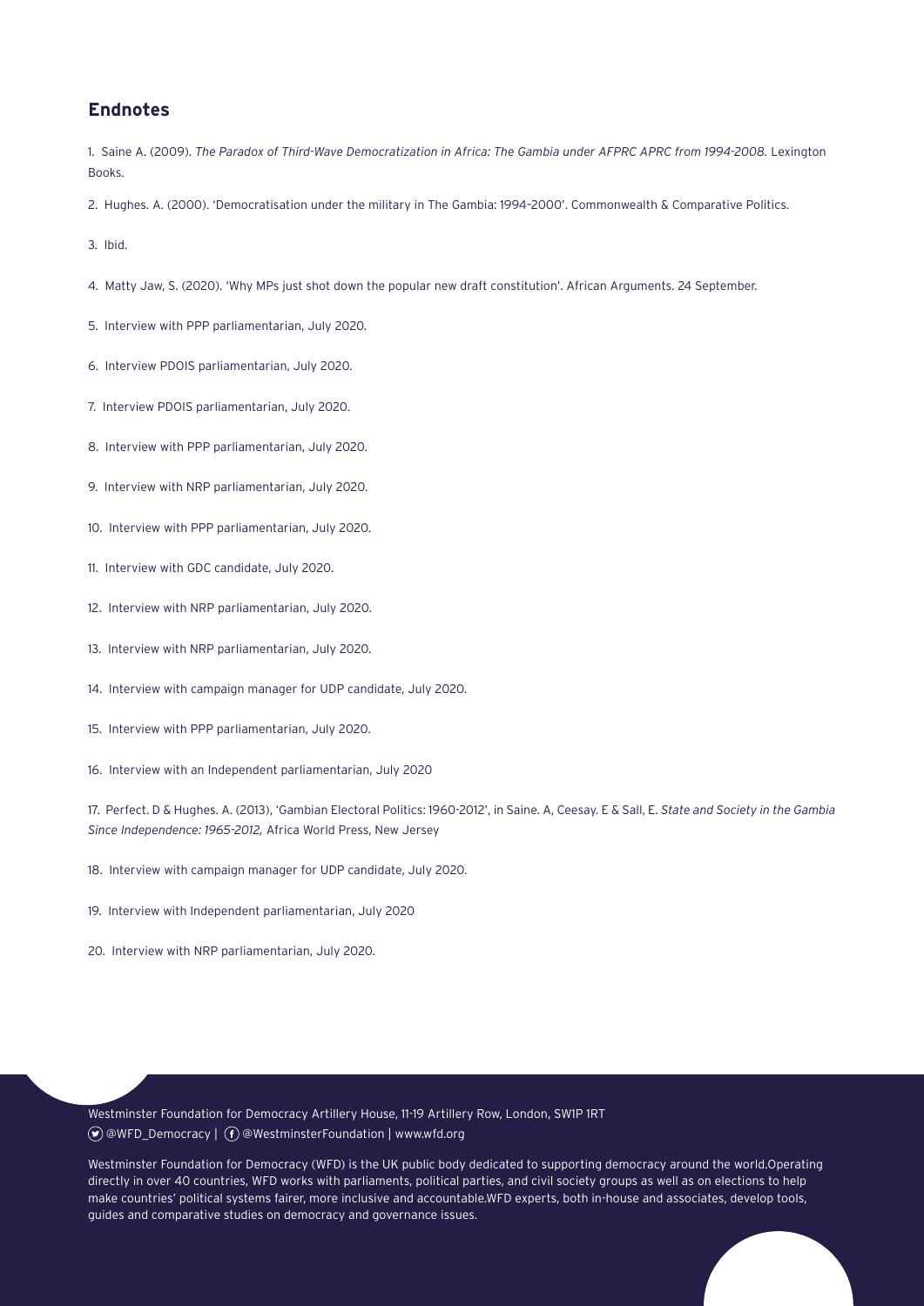## Endnotes

1. Saine A. (2009). *The Paradox of Third-Wave Democratization in Africa: The Gambia under AFPRC APRC from 1994-2008.* Lexington Books.

2. Hughes. A. (2000). 'Democratisation under the military in The Gambia: 1994–2000'. Commonwealth & Comparative Politics.

3. Ibid.

4. Matty Jaw, S. (2020). 'Why MPs just shot down the popular new draft constitution'. African Arguments. 24 September.

5. Interview with PPP parliamentarian, July 2020.

6. Interview PDOIS parliamentarian, July 2020.

7. Interview PDOIS parliamentarian, July 2020.

8. Interview with PPP parliamentarian, July 2020.

9. Interview with NRP parliamentarian, July 2020.

10. Interview with PPP parliamentarian, July 2020.

11. Interview with GDC candidate, July 2020.

12. Interview with NRP parliamentarian, July 2020.

13. Interview with NRP parliamentarian, July 2020.

14. Interview with campaign manager for UDP candidate, July 2020.

15. Interview with PPP parliamentarian, July 2020.

16. Interview with an Independent parliamentarian, July 2020

17. Perfect. D & Hughes. A. (2013), 'Gambian Electoral Politics: 1960-2012', in Saine. A, Ceesay. E & Sall, E. *State and Society in the Gambia Since Independence: 1965-2012,* Africa World Press, New Jersey

18. Interview with campaign manager for UDP candidate, July 2020.

19. Interview with Independent parliamentarian, July 2020

20. Interview with NRP parliamentarian, July 2020.

Westminster Foundation for Democracy Artillery House, 11-19 Artillery Row, London, SW1P 1RT
@WFD_Democracy | @WestminsterFoundation | www.wfd.org

Westminster Foundation for Democracy (WFD) is the UK public body dedicated to supporting democracy around the world.Operating directly in over 40 countries, WFD works with parliaments, political parties, and civil society groups as well as on elections to help make countries' political systems fairer, more inclusive and accountable.WFD experts, both in-house and associates, develop tools, guides and comparative studies on democracy and governance issues.